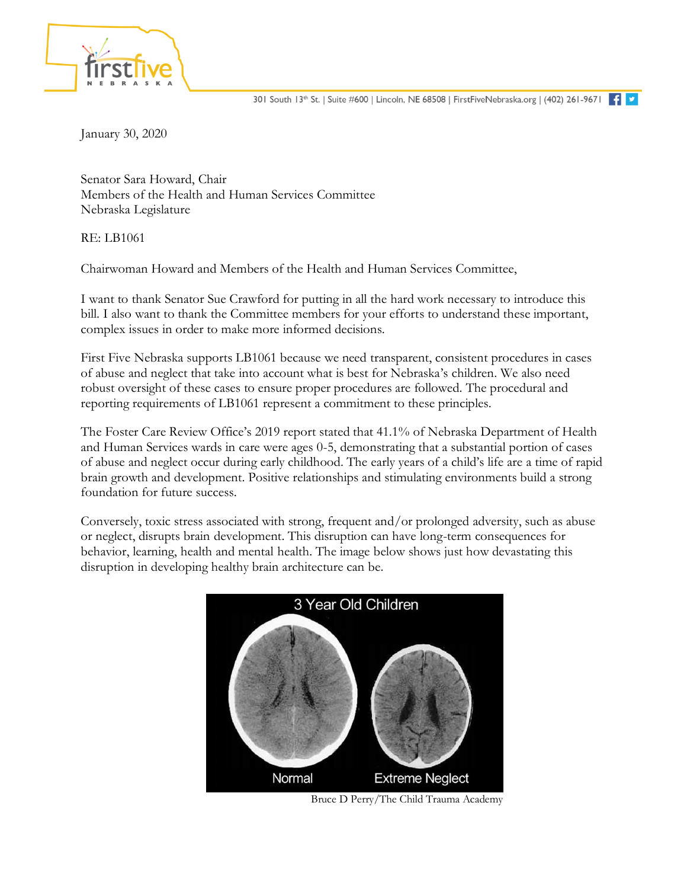301 South 13th St. | Suite #600 | Lincoln, NE 68508 | FirstFiveNebraska.org | (402) 261-9671

January 30, 2020

Senator Sara Howard, Chair
Members of the Health and Human Services Committee
Nebraska Legislature

RE: LB1061

Chairwoman Howard and Members of the Health and Human Services Committee,

I want to thank Senator Sue Crawford for putting in all the hard work necessary to introduce this bill. I also want to thank the Committee members for your efforts to understand these important, complex issues in order to make more informed decisions.

First Five Nebraska supports LB1061 because we need transparent, consistent procedures in cases of abuse and neglect that take into account what is best for Nebraska's children. We also need robust oversight of these cases to ensure proper procedures are followed. The procedural and reporting requirements of LB1061 represent a commitment to these principles.

The Foster Care Review Office's 2019 report stated that 41.1% of Nebraska Department of Health and Human Services wards in care were ages 0-5, demonstrating that a substantial portion of cases of abuse and neglect occur during early childhood. The early years of a child's life are a time of rapid brain growth and development. Positive relationships and stimulating environments build a strong foundation for future success.

Conversely, toxic stress associated with strong, frequent and/or prolonged adversity, such as abuse or neglect, disrupts brain development. This disruption can have long-term consequences for behavior, learning, health and mental health. The image below shows just how devastating this disruption in developing healthy brain architecture can be.

3 Year Old Children

Normal | Extreme Neglect

Bruce D Perry/The Child Trauma Academy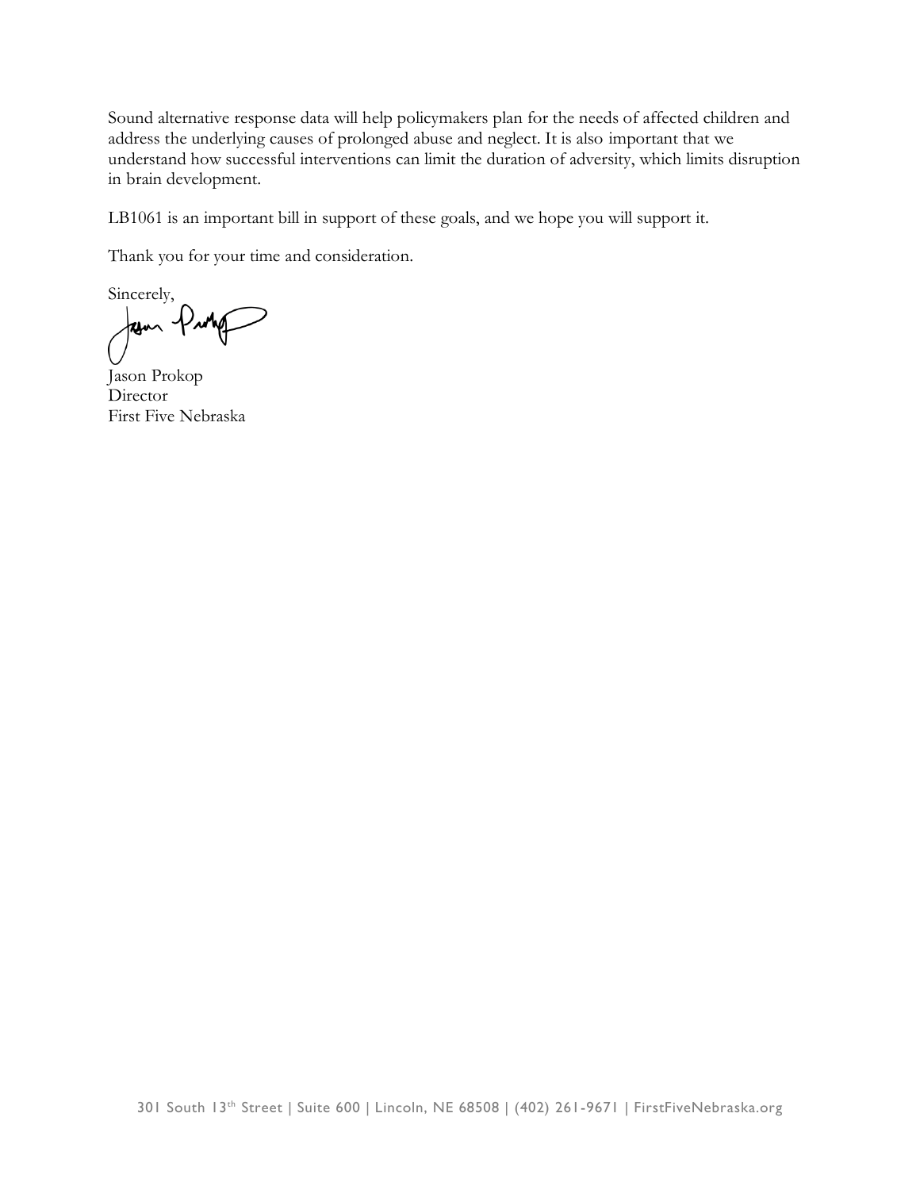Sound alternative response data will help policymakers plan for the needs of affected children and address the underlying causes of prolonged abuse and neglect. It is also important that we understand how successful interventions can limit the duration of adversity, which limits disruption in brain development.

LB1061 is an important bill in support of these goals, and we hope you will support it.

Thank you for your time and consideration.

Sincerely,

Jason Prokop  
Director  
First Five Nebraska

301 South 13th Street | Suite 600 | Lincoln, NE 68508 | (402) 261-9671 | FirstFiveNebraska.org